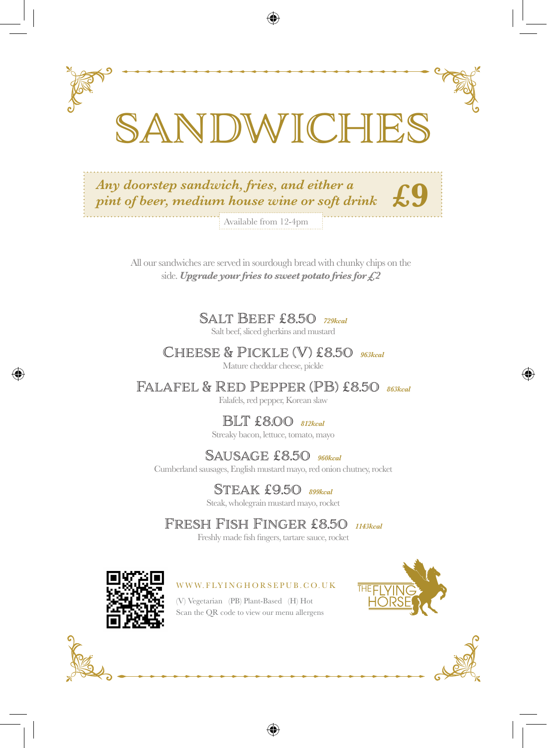# SANDWICHES

***Any doorstep sandwich, fries, and either a pint of beer, medium house wine or soft drink* £9**

Available from 12-4pm

All our sandwiches are served in sourdough bread with chunky chips on the side. ***Upgrade your fries to sweet potato fries for £2***

### Salt Beef £8.50 *729kcal*
Salt beef, sliced gherkins and mustard

### Cheese & Pickle (V) £8.50 *963kcal*
Mature cheddar cheese, pickle

### Falafel & Red Pepper (PB) £8.50 *863kcal*
Falafels, red pepper, Korean slaw

### BLT £8.00 *812kcal*
Streaky bacon, lettuce, tomato, mayo

### Sausage £8.50 *960kcal*
Cumberland sausages, English mustard mayo, red onion chutney, rocket

### Steak £9.50 *899kcal*
Steak, wholegrain mustard mayo, rocket

### Fresh Fish Finger £8.50 *1143kcal*
Freshly made fish fingers, tartare sauce, rocket

WWW.FLYINGHORSEPUB.CO.UK

(V) Vegetarian (PB) Plant-Based (H) Hot

Scan the QR code to view our menu allergens

THE FLYING HORSE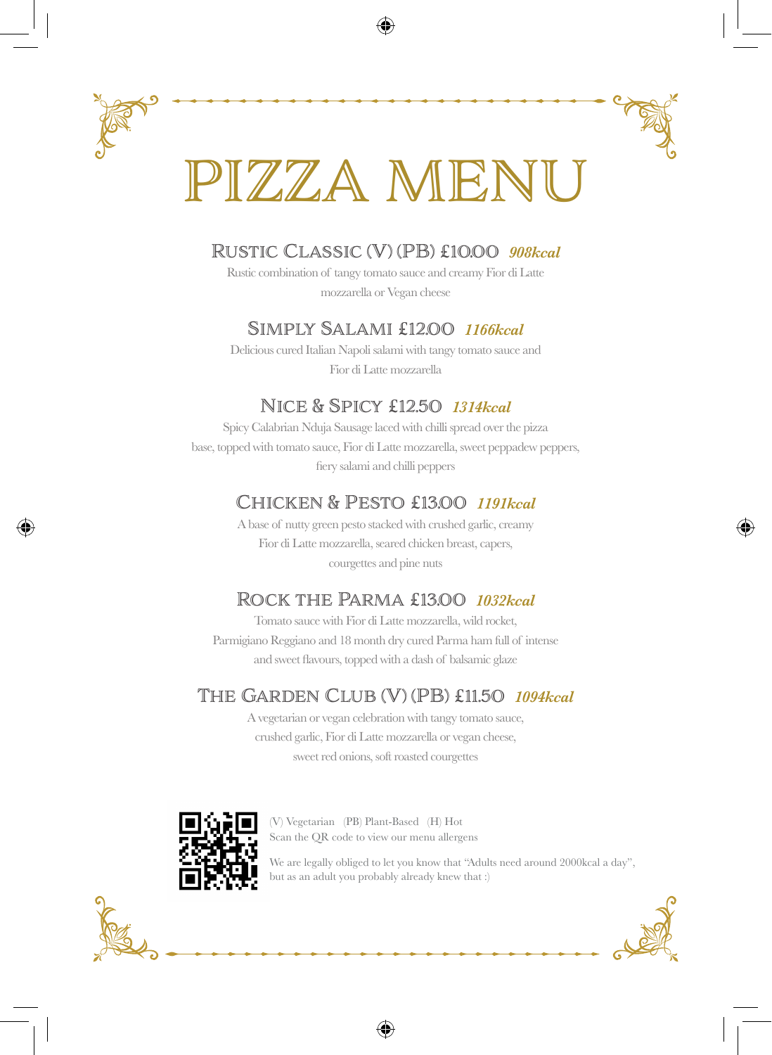# PIZZA MENU

### RUSTIC CLASSIC (V) (PB) £10.00 *908kcal*

Rustic combination of tangy tomato sauce and creamy Fior di Latte mozzarella or Vegan cheese

### SIMPLY SALAMI £12.00 *1166kcal*

Delicious cured Italian Napoli salami with tangy tomato sauce and Fior di Latte mozzarella

### NICE & SPICY £12.50 *1314kcal*

Spicy Calabrian Nduja Sausage laced with chilli spread over the pizza base, topped with tomato sauce, Fior di Latte mozzarella, sweet peppadew peppers, fiery salami and chilli peppers

### CHICKEN & PESTO £13.00 *1191kcal*

A base of nutty green pesto stacked with crushed garlic, creamy Fior di Latte mozzarella, seared chicken breast, capers, courgettes and pine nuts

### ROCK THE PARMA £13.00 *1032kcal*

Tomato sauce with Fior di Latte mozzarella, wild rocket, Parmigiano Reggiano and 18 month dry cured Parma ham full of intense and sweet flavours, topped with a dash of balsamic glaze

### THE GARDEN CLUB (V) (PB) £11.50 *1094kcal*

A vegetarian or vegan celebration with tangy tomato sauce, crushed garlic, Fior di Latte mozzarella or vegan cheese, sweet red onions, soft roasted courgettes

(V) Vegetarian (PB) Plant-Based (H) Hot
Scan the QR code to view our menu allergens

We are legally obliged to let you know that "Adults need around 2000kcal a day", but as an adult you probably already knew that :)